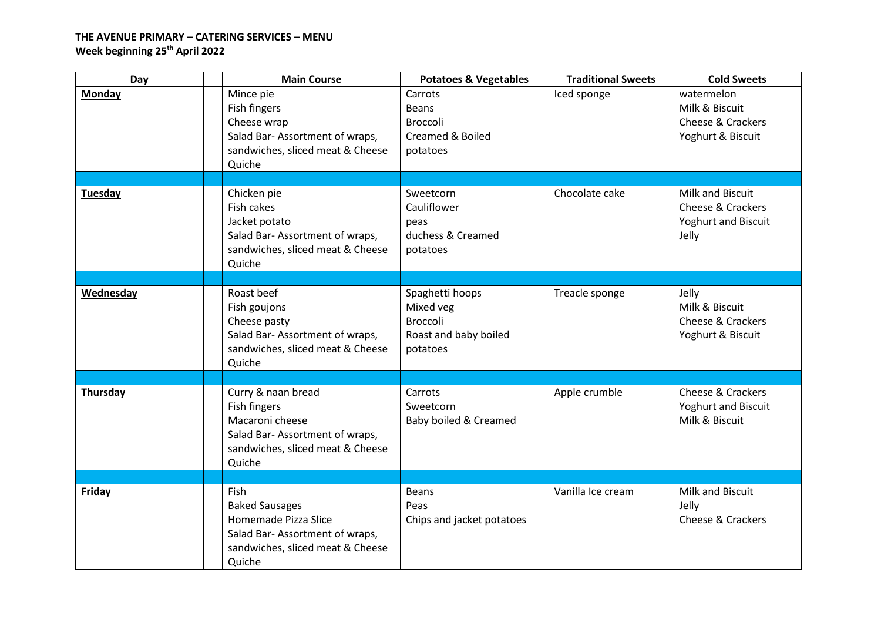**THE AVENUE PRIMARY – CATERING SERVICES – MENU**
**Week beginning 25th April 2022**

| Day | | Main Course | Potatoes & Vegetables | Traditional Sweets | Cold Sweets |
|---|---|---|---|---|---|
| **Monday** | | Mince pie<br>Fish fingers<br>Cheese wrap<br>Salad Bar- Assortment of wraps, sandwiches, sliced meat & Cheese Quiche | Carrots<br>Beans<br>Broccoli<br>Creamed & Boiled potatoes | Iced sponge | watermelon<br>Milk & Biscuit<br>Cheese & Crackers<br>Yoghurt & Biscuit |
| | | | | | |
| **Tuesday** | | Chicken pie<br>Fish cakes<br>Jacket potato<br>Salad Bar- Assortment of wraps, sandwiches, sliced meat & Cheese Quiche | Sweetcorn<br>Cauliflower<br>peas<br>duchess & Creamed potatoes | Chocolate cake | Milk and Biscuit<br>Cheese & Crackers<br>Yoghurt and Biscuit<br>Jelly |
| | | | | | |
| **Wednesday** | | Roast beef<br>Fish goujons<br>Cheese pasty<br>Salad Bar- Assortment of wraps, sandwiches, sliced meat & Cheese Quiche | Spaghetti hoops<br>Mixed veg<br>Broccoli<br>Roast and baby boiled potatoes | Treacle sponge | Jelly<br>Milk & Biscuit<br>Cheese & Crackers<br>Yoghurt & Biscuit |
| | | | | | |
| **Thursday** | | Curry & naan bread<br>Fish fingers<br>Macaroni cheese<br>Salad Bar- Assortment of wraps, sandwiches, sliced meat & Cheese Quiche | Carrots<br>Sweetcorn<br>Baby boiled & Creamed | Apple crumble | Cheese & Crackers<br>Yoghurt and Biscuit<br>Milk & Biscuit |
| | | | | | |
| **Friday** | | Fish<br>Baked Sausages<br>Homemade Pizza Slice<br>Salad Bar- Assortment of wraps, sandwiches, sliced meat & Cheese Quiche | Beans<br>Peas<br>Chips and jacket potatoes | Vanilla Ice cream | Milk and Biscuit<br>Jelly<br>Cheese & Crackers |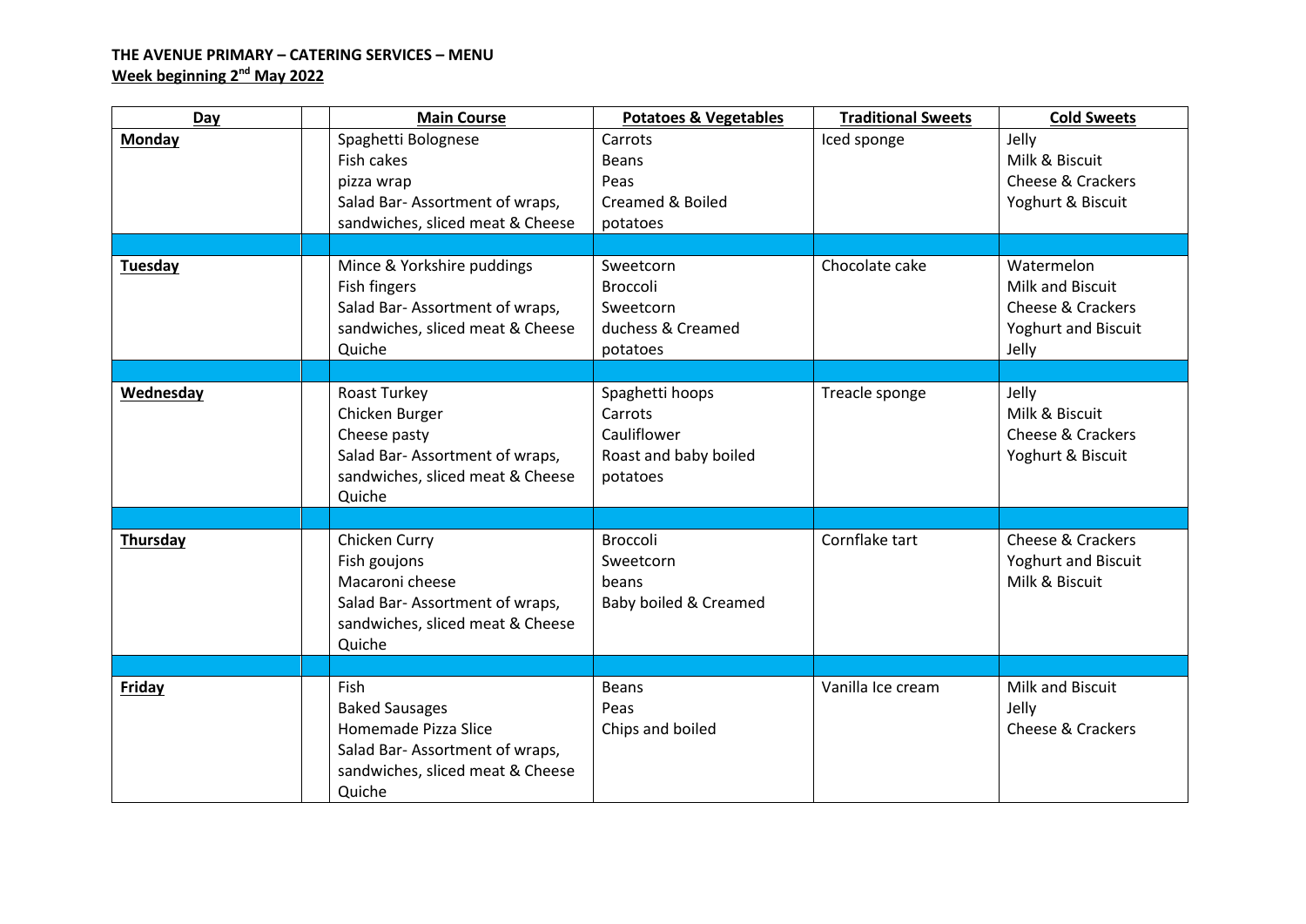**THE AVENUE PRIMARY – CATERING SERVICES – MENU**
**Week beginning 2nd May 2022**

| Day | | Main Course | Potatoes & Vegetables | Traditional Sweets | Cold Sweets |
|---|---|---|---|---|---|
| **Monday** | | Spaghetti Bolognese<br>Fish cakes<br>pizza wrap<br>Salad Bar- Assortment of wraps, sandwiches, sliced meat & Cheese | Carrots<br>Beans<br>Peas<br>Creamed & Boiled potatoes | Iced sponge | Jelly<br>Milk & Biscuit<br>Cheese & Crackers<br>Yoghurt & Biscuit |
| | | | | | |
| **Tuesday** | | Mince & Yorkshire puddings<br>Fish fingers<br>Salad Bar- Assortment of wraps, sandwiches, sliced meat & Cheese<br>Quiche | Sweetcorn<br>Broccoli<br>Sweetcorn<br>duchess & Creamed potatoes | Chocolate cake | Watermelon<br>Milk and Biscuit<br>Cheese & Crackers<br>Yoghurt and Biscuit<br>Jelly |
| | | | | | |
| **Wednesday** | | Roast Turkey<br>Chicken Burger<br>Cheese pasty<br>Salad Bar- Assortment of wraps, sandwiches, sliced meat & Cheese<br>Quiche | Spaghetti hoops<br>Carrots<br>Cauliflower<br>Roast and baby boiled potatoes | Treacle sponge | Jelly<br>Milk & Biscuit<br>Cheese & Crackers<br>Yoghurt & Biscuit |
| | | | | | |
| **Thursday** | | Chicken Curry<br>Fish goujons<br>Macaroni cheese<br>Salad Bar- Assortment of wraps, sandwiches, sliced meat & Cheese<br>Quiche | Broccoli<br>Sweetcorn<br>beans<br>Baby boiled & Creamed | Cornflake tart | Cheese & Crackers<br>Yoghurt and Biscuit<br>Milk & Biscuit |
| | | | | | |
| **Friday** | | Fish<br>Baked Sausages<br>Homemade Pizza Slice<br>Salad Bar- Assortment of wraps, sandwiches, sliced meat & Cheese<br>Quiche | Beans<br>Peas<br>Chips and boiled | Vanilla Ice cream | Milk and Biscuit<br>Jelly<br>Cheese & Crackers |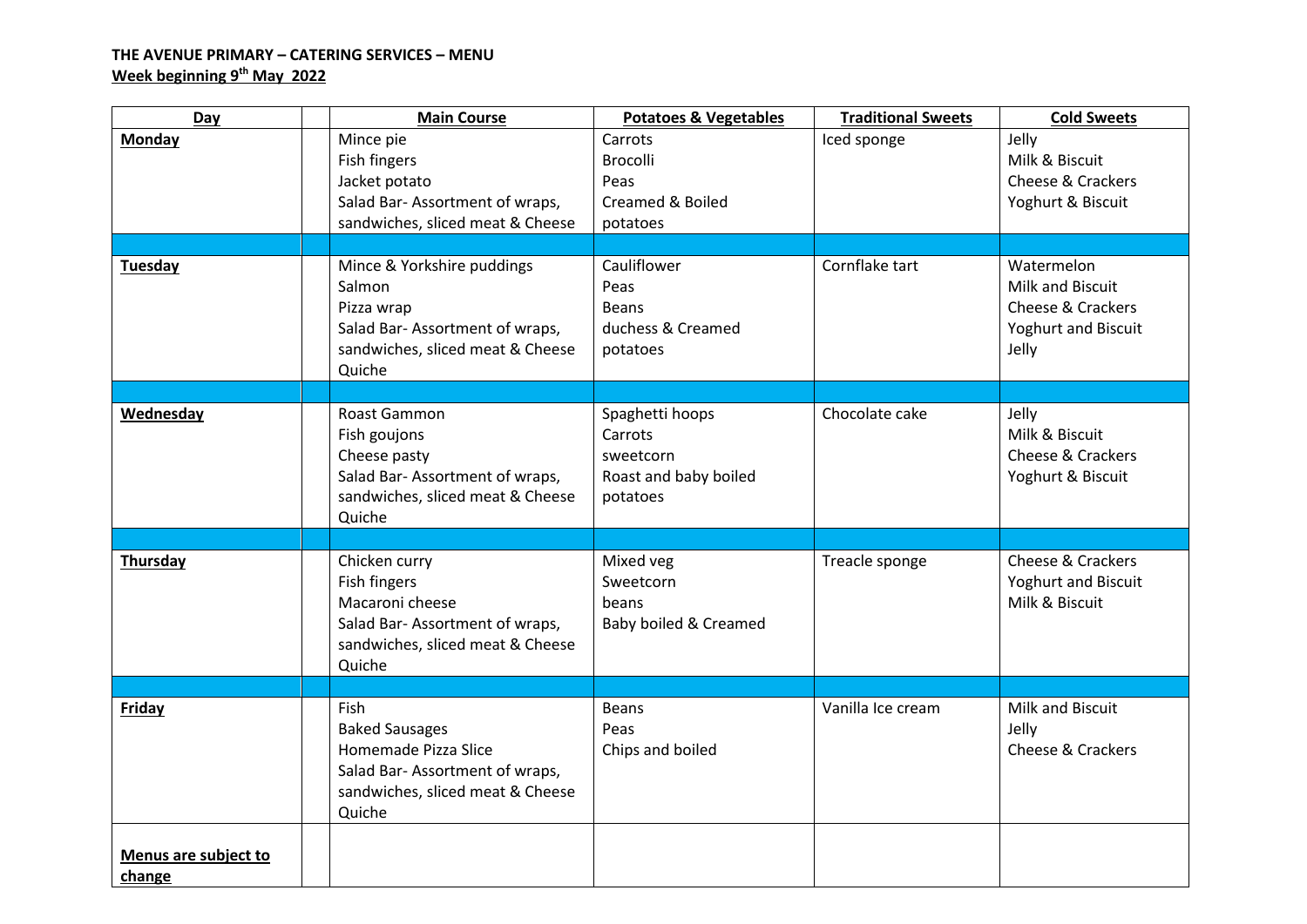**THE AVENUE PRIMARY – CATERING SERVICES – MENU**

**Week beginning 9th May 2022**

| Day | | Main Course | Potatoes & Vegetables | Traditional Sweets | Cold Sweets |
|---|---|---|---|---|---|
| **Monday** | | Mince pie<br>Fish fingers<br>Jacket potato<br>Salad Bar- Assortment of wraps, sandwiches, sliced meat & Cheese | Carrots<br>Brocolli<br>Peas<br>Creamed & Boiled potatoes | Iced sponge | Jelly<br>Milk & Biscuit<br>Cheese & Crackers<br>Yoghurt & Biscuit |
| | | | | | |
| **Tuesday** | | Mince & Yorkshire puddings<br>Salmon<br>Pizza wrap<br>Salad Bar- Assortment of wraps, sandwiches, sliced meat & Cheese<br>Quiche | Cauliflower<br>Peas<br>Beans<br>duchess & Creamed potatoes | Cornflake tart | Watermelon<br>Milk and Biscuit<br>Cheese & Crackers<br>Yoghurt and Biscuit<br>Jelly |
| | | | | | |
| **Wednesday** | | Roast Gammon<br>Fish goujons<br>Cheese pasty<br>Salad Bar- Assortment of wraps, sandwiches, sliced meat & Cheese<br>Quiche | Spaghetti hoops<br>Carrots<br>sweetcorn<br>Roast and baby boiled potatoes | Chocolate cake | Jelly<br>Milk & Biscuit<br>Cheese & Crackers<br>Yoghurt & Biscuit |
| | | | | | |
| **Thursday** | | Chicken curry<br>Fish fingers<br>Macaroni cheese<br>Salad Bar- Assortment of wraps, sandwiches, sliced meat & Cheese<br>Quiche | Mixed veg<br>Sweetcorn<br>beans<br>Baby boiled & Creamed | Treacle sponge | Cheese & Crackers<br>Yoghurt and Biscuit<br>Milk & Biscuit |
| | | | | | |
| **Friday** | | Fish<br>Baked Sausages<br>Homemade Pizza Slice<br>Salad Bar- Assortment of wraps, sandwiches, sliced meat & Cheese<br>Quiche | Beans<br>Peas<br>Chips and boiled | Vanilla Ice cream | Milk and Biscuit<br>Jelly<br>Cheese & Crackers |
| **Menus are subject to change** | | | | | |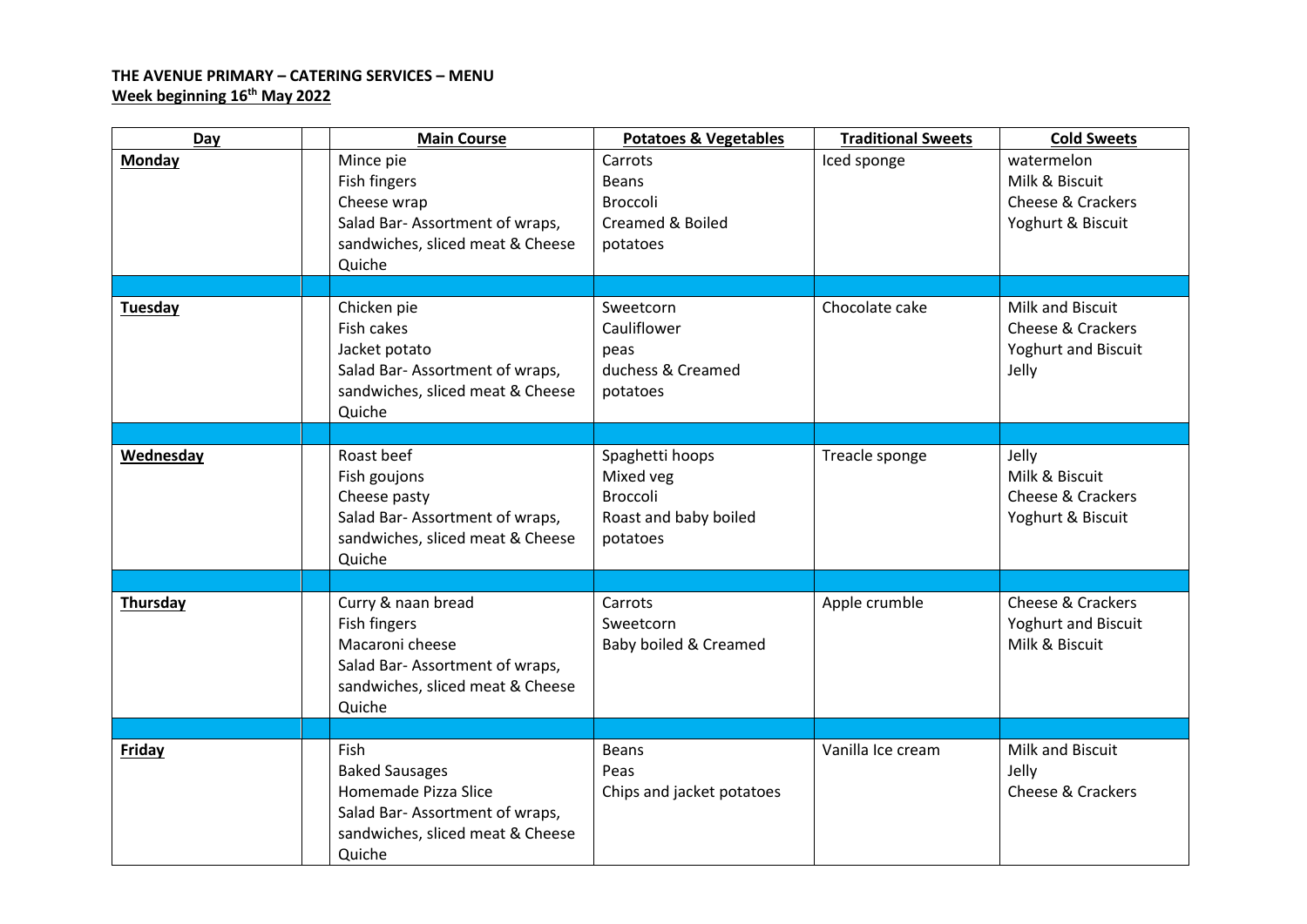**THE AVENUE PRIMARY – CATERING SERVICES – MENU**
**Week beginning 16th May 2022**

| Day | | Main Course | Potatoes & Vegetables | Traditional Sweets | Cold Sweets |
|---|---|---|---|---|---|
| **Monday** | | Mince pie<br>Fish fingers<br>Cheese wrap<br>Salad Bar- Assortment of wraps, sandwiches, sliced meat & Cheese Quiche | Carrots<br>Beans<br>Broccoli<br>Creamed & Boiled potatoes | Iced sponge | watermelon<br>Milk & Biscuit<br>Cheese & Crackers<br>Yoghurt & Biscuit |
| | | | | | |
| **Tuesday** | | Chicken pie<br>Fish cakes<br>Jacket potato<br>Salad Bar- Assortment of wraps, sandwiches, sliced meat & Cheese Quiche | Sweetcorn<br>Cauliflower<br>peas<br>duchess & Creamed potatoes | Chocolate cake | Milk and Biscuit<br>Cheese & Crackers<br>Yoghurt and Biscuit<br>Jelly |
| | | | | | |
| **Wednesday** | | Roast beef<br>Fish goujons<br>Cheese pasty<br>Salad Bar- Assortment of wraps, sandwiches, sliced meat & Cheese Quiche | Spaghetti hoops<br>Mixed veg<br>Broccoli<br>Roast and baby boiled potatoes | Treacle sponge | Jelly<br>Milk & Biscuit<br>Cheese & Crackers<br>Yoghurt & Biscuit |
| | | | | | |
| **Thursday** | | Curry & naan bread<br>Fish fingers<br>Macaroni cheese<br>Salad Bar- Assortment of wraps, sandwiches, sliced meat & Cheese Quiche | Carrots<br>Sweetcorn<br>Baby boiled & Creamed | Apple crumble | Cheese & Crackers<br>Yoghurt and Biscuit<br>Milk & Biscuit |
| | | | | | |
| **Friday** | | Fish<br>Baked Sausages<br>Homemade Pizza Slice<br>Salad Bar- Assortment of wraps, sandwiches, sliced meat & Cheese Quiche | Beans<br>Peas<br>Chips and jacket potatoes | Vanilla Ice cream | Milk and Biscuit<br>Jelly<br>Cheese & Crackers |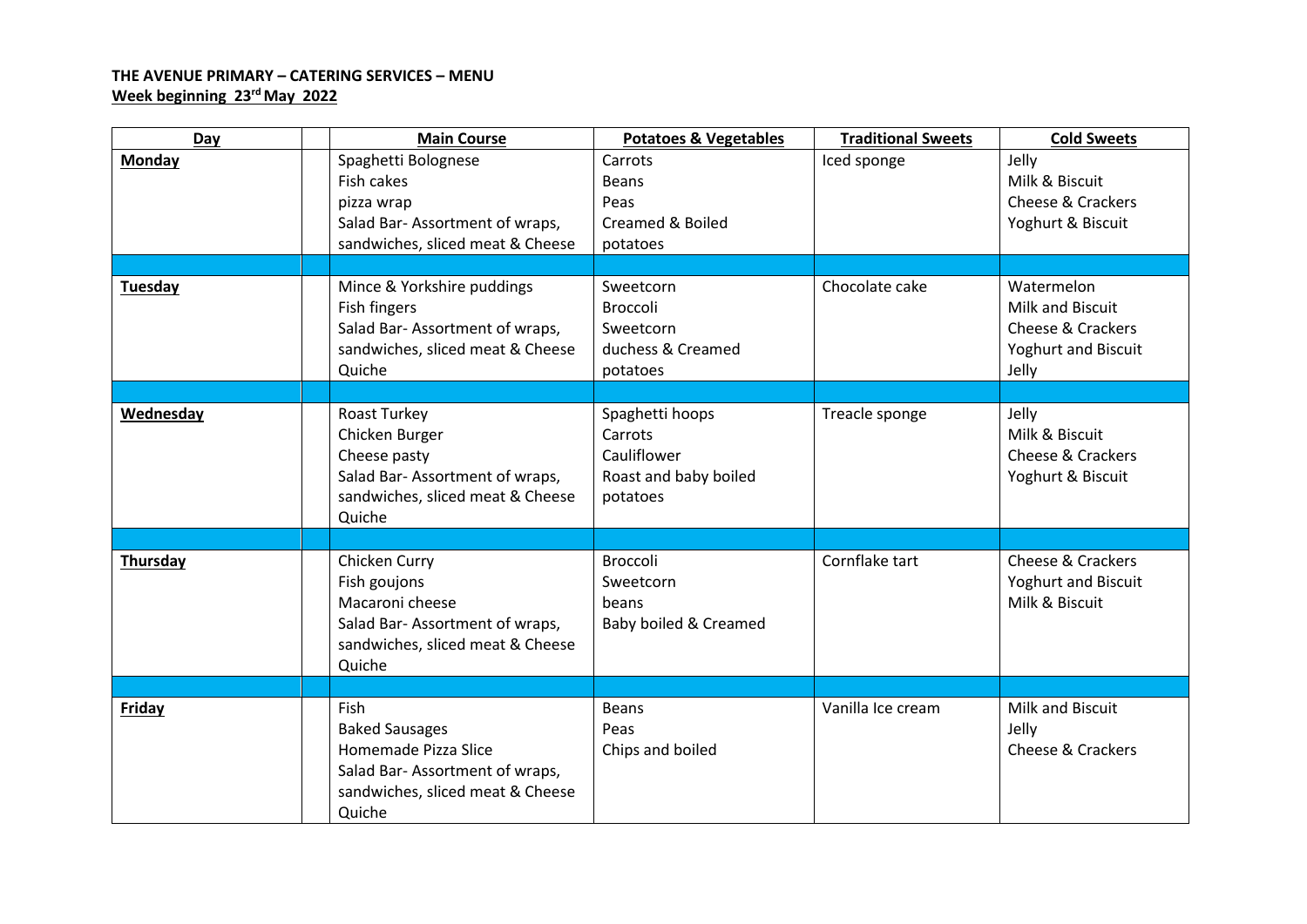**THE AVENUE PRIMARY – CATERING SERVICES – MENU**
**Week beginning 23rd May 2022**

| Day | | Main Course | Potatoes & Vegetables | Traditional Sweets | Cold Sweets |
|---|---|---|---|---|---|
| **Monday** | | Spaghetti Bolognese<br>Fish cakes<br>pizza wrap<br>Salad Bar- Assortment of wraps, sandwiches, sliced meat & Cheese | Carrots<br>Beans<br>Peas<br>Creamed & Boiled potatoes | Iced sponge | Jelly<br>Milk & Biscuit<br>Cheese & Crackers<br>Yoghurt & Biscuit |
| | | | | | |
| **Tuesday** | | Mince & Yorkshire puddings<br>Fish fingers<br>Salad Bar- Assortment of wraps, sandwiches, sliced meat & Cheese<br>Quiche | Sweetcorn<br>Broccoli<br>Sweetcorn<br>duchess & Creamed potatoes | Chocolate cake | Watermelon<br>Milk and Biscuit<br>Cheese & Crackers<br>Yoghurt and Biscuit<br>Jelly |
| | | | | | |
| **Wednesday** | | Roast Turkey<br>Chicken Burger<br>Cheese pasty<br>Salad Bar- Assortment of wraps, sandwiches, sliced meat & Cheese<br>Quiche | Spaghetti hoops<br>Carrots<br>Cauliflower<br>Roast and baby boiled potatoes | Treacle sponge | Jelly<br>Milk & Biscuit<br>Cheese & Crackers<br>Yoghurt & Biscuit |
| | | | | | |
| **Thursday** | | Chicken Curry<br>Fish goujons<br>Macaroni cheese<br>Salad Bar- Assortment of wraps, sandwiches, sliced meat & Cheese<br>Quiche | Broccoli<br>Sweetcorn<br>beans<br>Baby boiled & Creamed | Cornflake tart | Cheese & Crackers<br>Yoghurt and Biscuit<br>Milk & Biscuit |
| | | | | | |
| **Friday** | | Fish<br>Baked Sausages<br>Homemade Pizza Slice<br>Salad Bar- Assortment of wraps, sandwiches, sliced meat & Cheese<br>Quiche | Beans<br>Peas<br>Chips and boiled | Vanilla Ice cream | Milk and Biscuit<br>Jelly<br>Cheese & Crackers |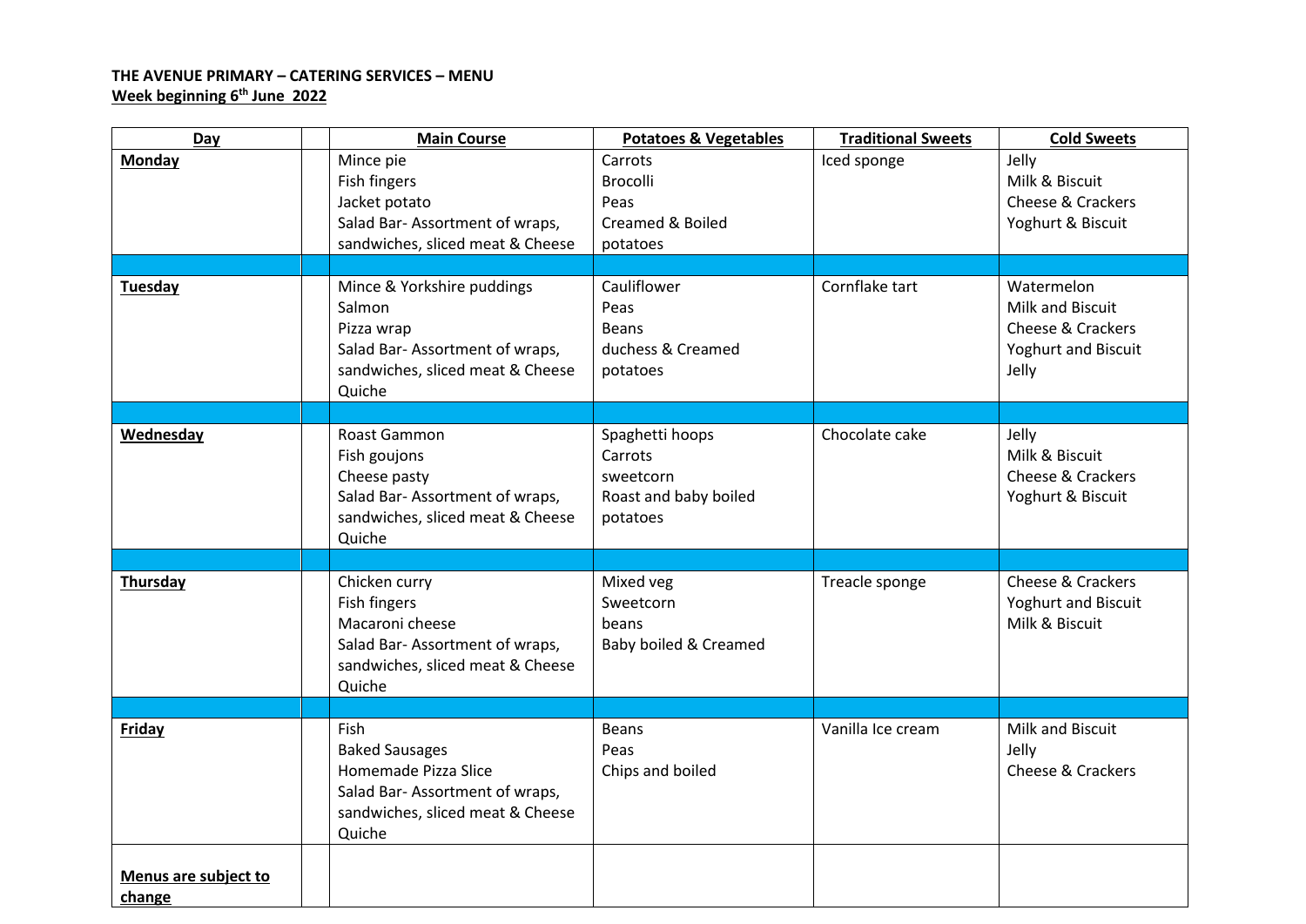**THE AVENUE PRIMARY – CATERING SERVICES – MENU**
**Week beginning 6th June 2022**

| Day | | Main Course | Potatoes & Vegetables | Traditional Sweets | Cold Sweets |
|---|---|---|---|---|---|
| **Monday** | | Mince pie<br>Fish fingers<br>Jacket potato<br>Salad Bar- Assortment of wraps, sandwiches, sliced meat & Cheese | Carrots<br>Brocolli<br>Peas<br>Creamed & Boiled potatoes | Iced sponge | Jelly<br>Milk & Biscuit<br>Cheese & Crackers<br>Yoghurt & Biscuit |
| | | | | | |
| **Tuesday** | | Mince & Yorkshire puddings<br>Salmon<br>Pizza wrap<br>Salad Bar- Assortment of wraps, sandwiches, sliced meat & Cheese<br>Quiche | Cauliflower<br>Peas<br>Beans<br>duchess & Creamed potatoes | Cornflake tart | Watermelon<br>Milk and Biscuit<br>Cheese & Crackers<br>Yoghurt and Biscuit<br>Jelly |
| | | | | | |
| **Wednesday** | | Roast Gammon<br>Fish goujons<br>Cheese pasty<br>Salad Bar- Assortment of wraps, sandwiches, sliced meat & Cheese<br>Quiche | Spaghetti hoops<br>Carrots<br>sweetcorn<br>Roast and baby boiled potatoes | Chocolate cake | Jelly<br>Milk & Biscuit<br>Cheese & Crackers<br>Yoghurt & Biscuit |
| | | | | | |
| **Thursday** | | Chicken curry<br>Fish fingers<br>Macaroni cheese<br>Salad Bar- Assortment of wraps, sandwiches, sliced meat & Cheese<br>Quiche | Mixed veg<br>Sweetcorn<br>beans<br>Baby boiled & Creamed | Treacle sponge | Cheese & Crackers<br>Yoghurt and Biscuit<br>Milk & Biscuit |
| | | | | | |
| **Friday** | | Fish<br>Baked Sausages<br>Homemade Pizza Slice<br>Salad Bar- Assortment of wraps, sandwiches, sliced meat & Cheese<br>Quiche | Beans<br>Peas<br>Chips and boiled | Vanilla Ice cream | Milk and Biscuit<br>Jelly<br>Cheese & Crackers |
| **Menus are subject to change** | | | | | |